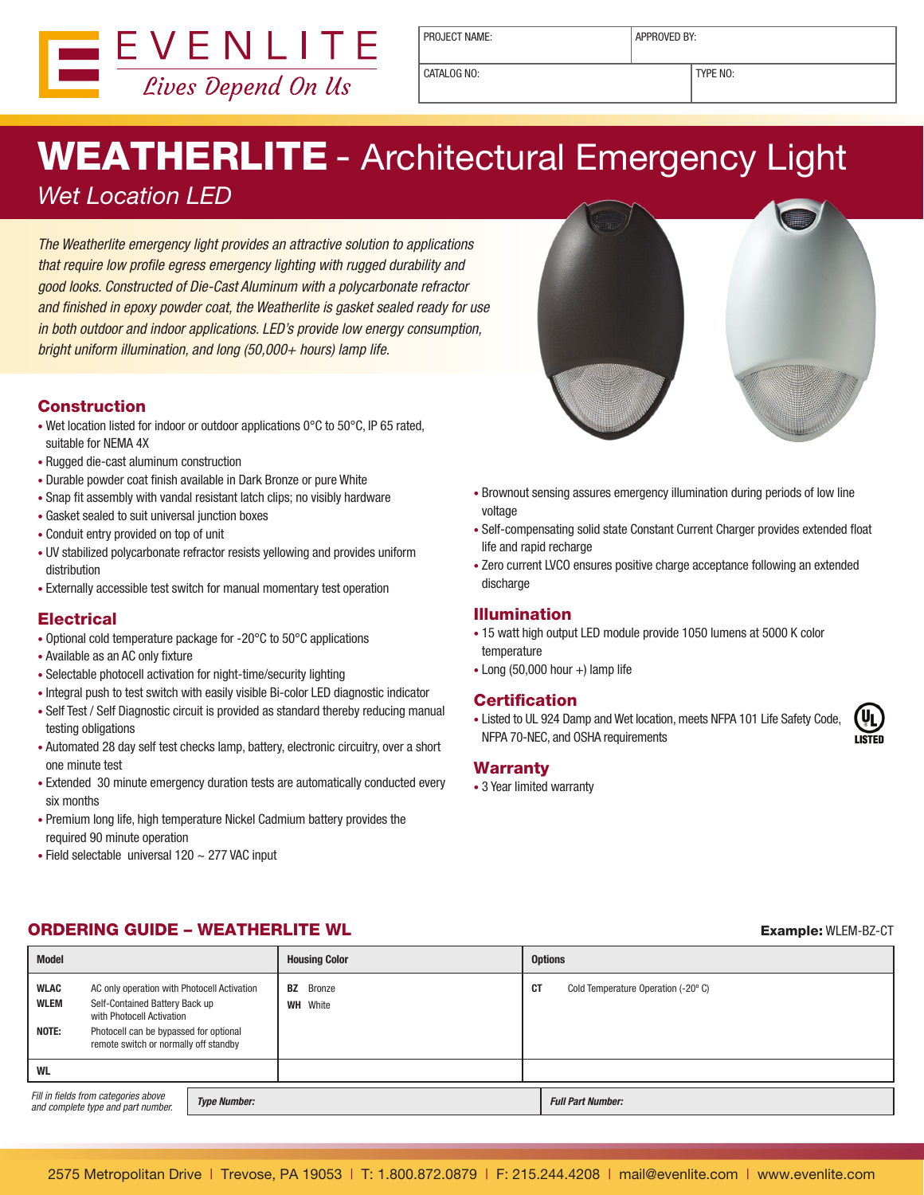EVENLITE

*Lives Depend On Us*

| PROJECT NAME: | APPROVED BY: |
|---|---|
| CATALOG NO: | TYPE NO: |

# WEATHERLITE - Architectural Emergency Light

*Wet Location LED*

*The Weatherlite emergency light provides an attractive solution to applications that require low profile egress emergency lighting with rugged durability and good looks. Constructed of Die-Cast Aluminum with a polycarbonate refractor and finished in epoxy powder coat, the Weatherlite is gasket sealed ready for use in both outdoor and indoor applications. LED's provide low energy consumption, bright uniform illumination, and long (50,000+ hours) lamp life.*

## Construction

- Wet location listed for indoor or outdoor applications 0°C to 50°C, IP 65 rated, suitable for NEMA 4X
- Rugged die-cast aluminum construction
- Durable powder coat finish available in Dark Bronze or pure White
- Snap fit assembly with vandal resistant latch clips; no visibly hardware
- Gasket sealed to suit universal junction boxes
- Conduit entry provided on top of unit
- UV stabilized polycarbonate refractor resists yellowing and provides uniform distribution
- Externally accessible test switch for manual momentary test operation

## Electrical

- Optional cold temperature package for -20°C to 50°C applications
- Available as an AC only fixture
- Selectable photocell activation for night-time/security lighting
- Integral push to test switch with easily visible Bi-color LED diagnostic indicator
- Self Test / Self Diagnostic circuit is provided as standard thereby reducing manual testing obligations
- Automated 28 day self test checks lamp, battery, electronic circuitry, over a short one minute test
- Extended 30 minute emergency duration tests are automatically conducted every six months
- Premium long life, high temperature Nickel Cadmium battery provides the required 90 minute operation
- Field selectable universal 120 ~ 277 VAC input
- Brownout sensing assures emergency illumination during periods of low line voltage
- Self-compensating solid state Constant Current Charger provides extended float life and rapid recharge
- Zero current LVCO ensures positive charge acceptance following an extended discharge

## Illumination

- 15 watt high output LED module provide 1050 lumens at 5000 K color temperature
- Long (50,000 hour +) lamp life

## Certification

- Listed to UL 924 Damp and Wet location, meets NFPA 101 Life Safety Code, NFPA 70-NEC, and OSHA requirements

UL LISTED

## Warranty

- 3 Year limited warranty

## ORDERING GUIDE – WEATHERLITE WL

**Example:** WLEM-BZ-CT

| Model | | Housing Color | Options |
|---|---|---|---|
| **WLAC** | AC only operation with Photocell Activation | **BZ** Bronze | **CT** Cold Temperature Operation (-20° C) |
| **WLEM** | Self-Contained Battery Back up with Photocell Activation | **WH** White | |
| **NOTE:** | Photocell can be bypassed for optional remote switch or normally off standby | | |
| **WL** | | | |

*Fill in fields from categories above and complete type and part number.* | ***Type Number:*** | ***Full Part Number:***

2575 Metropolitan Drive | Trevose, PA 19053 | T: 1.800.872.0879 | F: 215.244.4208 | mail@evenlite.com | www.evenlite.com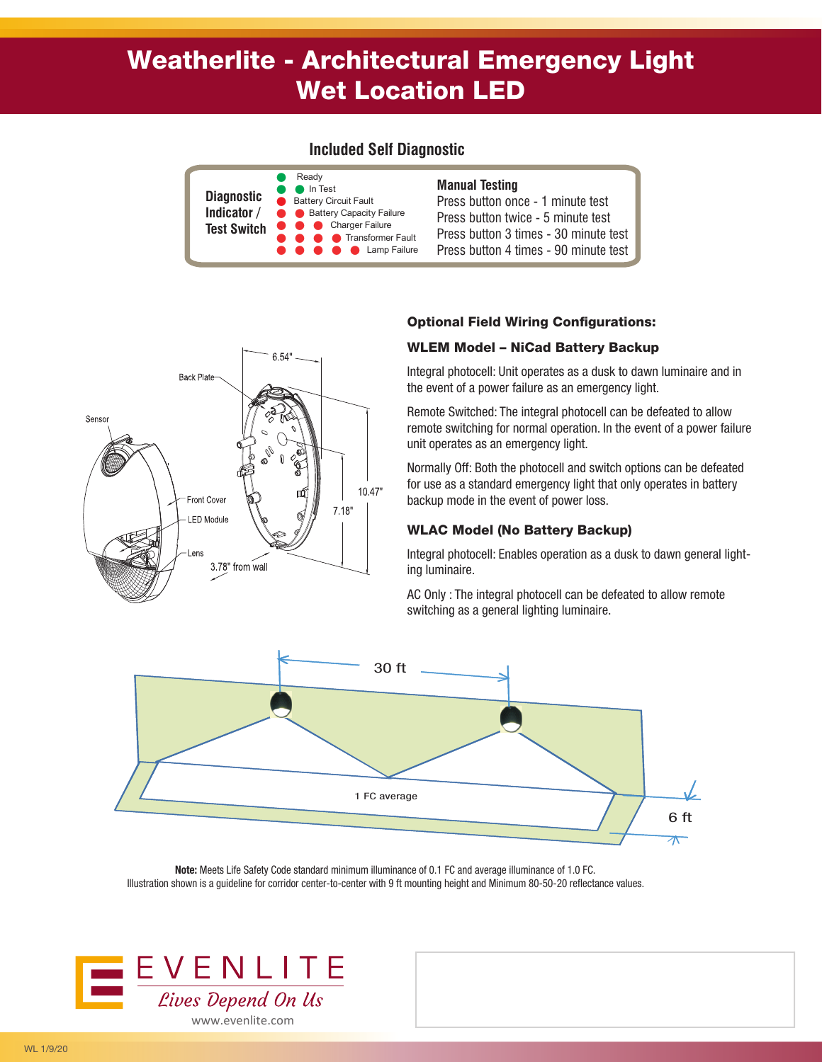# Weatherlite - Architectural Emergency Light Wet Location LED

## Included Self Diagnostic

**Diagnostic Indicator / Test Switch**

- 1 green – Ready
- 2 green – In Test
- 1 red – Battery Circuit Fault
- 2 red – Battery Capacity Failure
- 3 red – Charger Failure
- 4 red – Transformer Fault
- 5 red – Lamp Failure

**Manual Testing**

Press button once - 1 minute test
Press button twice - 5 minute test
Press button 3 times - 30 minute test
Press button 4 times - 90 minute test

Back Plate
Sensor
Front Cover
LED Module
Lens
6.54"
10.47"
7.18"
3.78" from wall

### Optional Field Wiring Configurations:

#### WLEM Model – NiCad Battery Backup

Integral photocell: Unit operates as a dusk to dawn luminaire and in the event of a power failure as an emergency light.

Remote Switched: The integral photocell can be defeated to allow remote switching for normal operation. In the event of a power failure unit operates as an emergency light.

Normally Off: Both the photocell and switch options can be defeated for use as a standard emergency light that only operates in battery backup mode in the event of power loss.

#### WLAC Model (No Battery Backup)

Integral photocell: Enables operation as a dusk to dawn general lighting luminaire.

AC Only : The integral photocell can be defeated to allow remote switching as a general lighting luminaire.

30 ft
1 FC average
6 ft

**Note:** Meets Life Safety Code standard minimum illuminance of 0.1 FC and average illuminance of 1.0 FC.
Illustration shown is a guideline for corridor center-to-center with 9 ft mounting height and Minimum 80-50-20 reflectance values.

EVENLITE
*Lives Depend On Us*
www.evenlite.com

WL 1/9/20